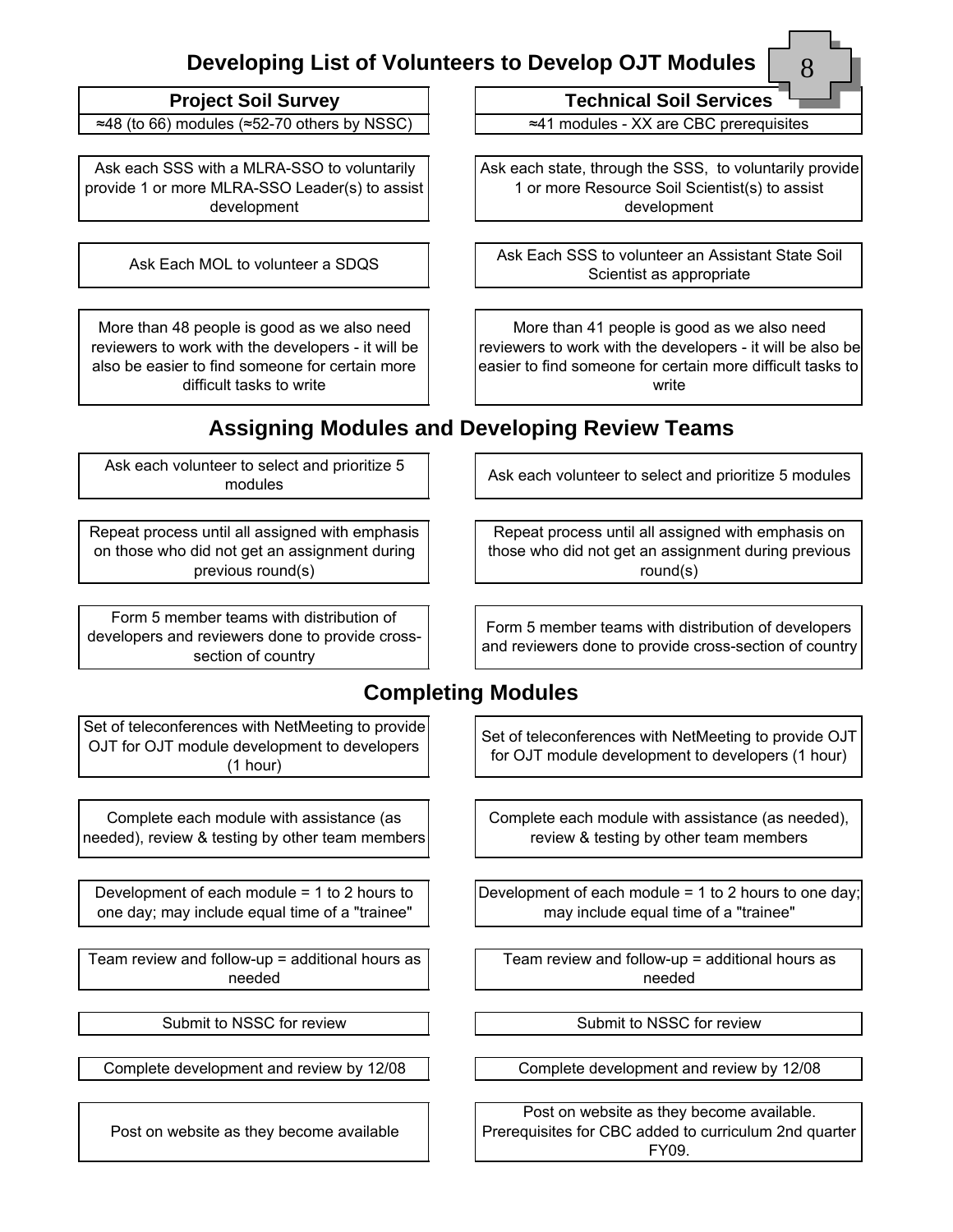# Developing List of Volunteers to Develop OJT Modules

8

| Project Soil Survey | Technical Soil Services |
|---|---|
| ≈48 (to 66) modules (≈52-70 others by NSSC) | ≈41 modules - XX are CBC prerequisites |
| Ask each SSS with a MLRA-SSO to voluntarily provide 1 or more MLRA-SSO Leader(s) to assist development | Ask each state, through the SSS, to voluntarily provide 1 or more Resource Soil Scientist(s) to assist development |
| Ask Each MOL to volunteer a SDQS | Ask Each SSS to volunteer an Assistant State Soil Scientist as appropriate |
| More than 48 people is good as we also need reviewers to work with the developers - it will be also be easier to find someone for certain more difficult tasks to write | More than 41 people is good as we also need reviewers to work with the developers - it will be also be easier to find someone for certain more difficult tasks to write |

## Assigning Modules and Developing Review Teams

| Project Soil Survey | Technical Soil Services |
|---|---|
| Ask each volunteer to select and prioritize 5 modules | Ask each volunteer to select and prioritize 5 modules |
| Repeat process until all assigned with emphasis on those who did not get an assignment during previous round(s) | Repeat process until all assigned with emphasis on those who did not get an assignment during previous round(s) |
| Form 5 member teams with distribution of developers and reviewers done to provide cross-section of country | Form 5 member teams with distribution of developers and reviewers done to provide cross-section of country |

## Completing Modules

| Project Soil Survey | Technical Soil Services |
|---|---|
| Set of teleconferences with NetMeeting to provide OJT for OJT module development to developers (1 hour) | Set of teleconferences with NetMeeting to provide OJT for OJT module development to developers (1 hour) |
| Complete each module with assistance (as needed), review & testing by other team members | Complete each module with assistance (as needed), review & testing by other team members |
| Development of each module = 1 to 2 hours to one day; may include equal time of a "trainee" | Development of each module = 1 to 2 hours to one day; may include equal time of a "trainee" |
| Team review and follow-up = additional hours as needed | Team review and follow-up = additional hours as needed |
| Submit to NSSC for review | Submit to NSSC for review |
| Complete development and review by 12/08 | Complete development and review by 12/08 |
| Post on website as they become available | Post on website as they become available. Prerequisites for CBC added to curriculum 2nd quarter FY09. |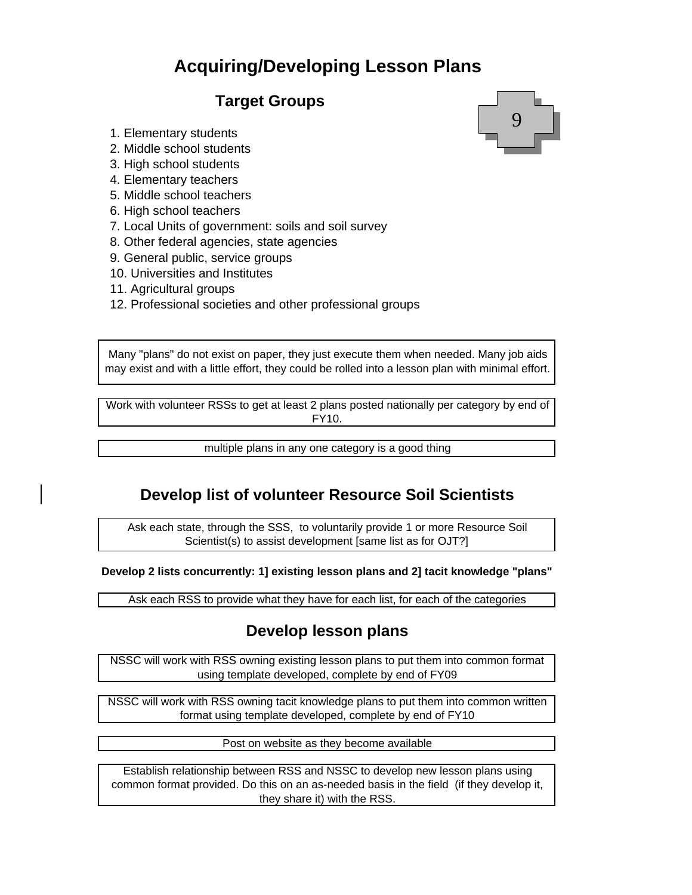# Acquiring/Developing Lesson Plans

## Target Groups

9

1. Elementary students
2. Middle school students
3. High school students
4. Elementary teachers
5. Middle school teachers
6. High school teachers
7. Local Units of government: soils and soil survey
8. Other federal agencies, state agencies
9. General public, service groups
10. Universities and Institutes
11. Agricultural groups
12. Professional societies and other professional groups

Many "plans" do not exist on paper, they just execute them when needed. Many job aids may exist and with a little effort, they could be rolled into a lesson plan with minimal effort.

Work with volunteer RSSs to get at least 2 plans posted nationally per category by end of FY10.

multiple plans in any one category is a good thing

## Develop list of volunteer Resource Soil Scientists

Ask each state, through the SSS, to voluntarily provide 1 or more Resource Soil Scientist(s) to assist development [same list as for OJT?]

**Develop 2 lists concurrently: 1] existing lesson plans and 2] tacit knowledge "plans"**

Ask each RSS to provide what they have for each list, for each of the categories

## Develop lesson plans

NSSC will work with RSS owning existing lesson plans to put them into common format using template developed, complete by end of FY09

NSSC will work with RSS owning tacit knowledge plans to put them into common written format using template developed, complete by end of FY10

Post on website as they become available

Establish relationship between RSS and NSSC to develop new lesson plans using common format provided. Do this on an as-needed basis in the field (if they develop it, they share it) with the RSS.